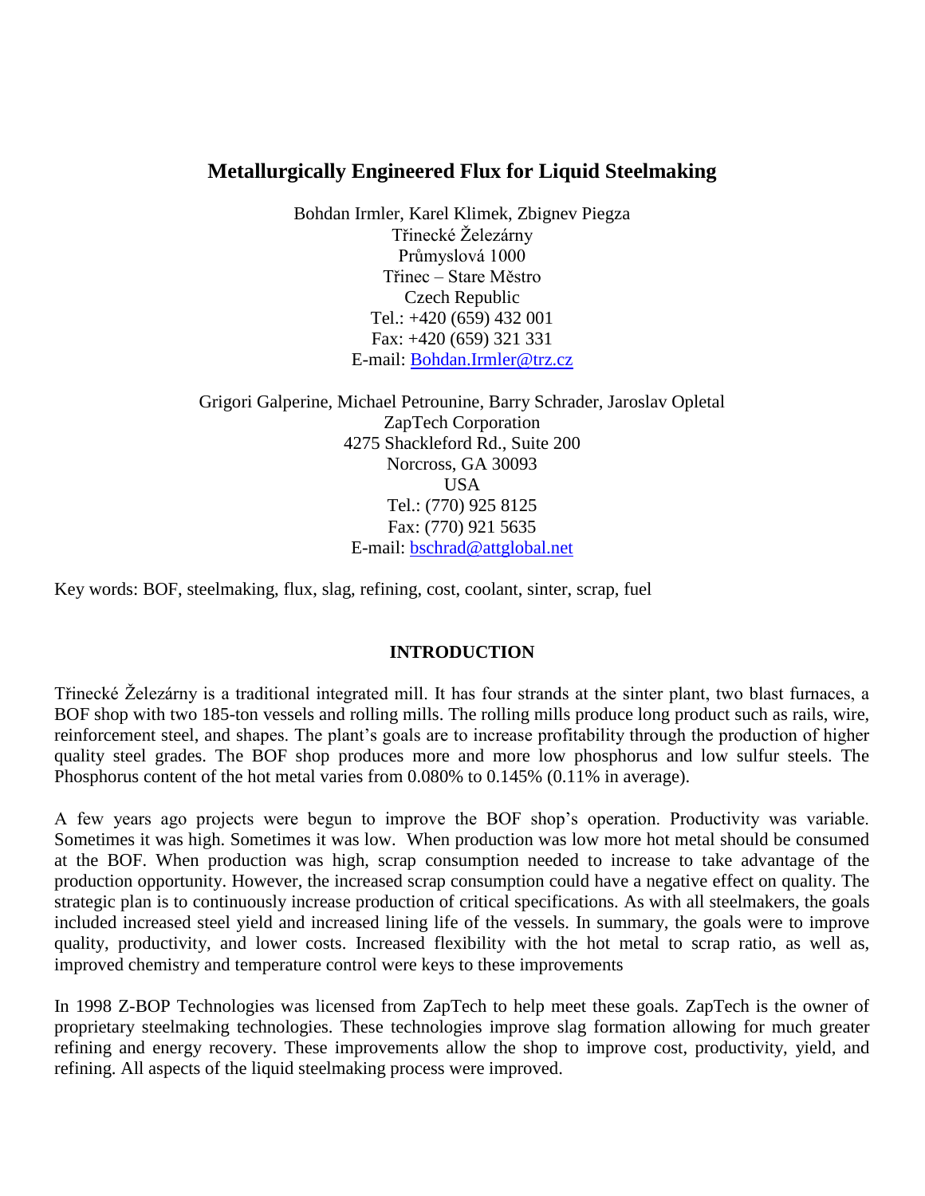# Metallurgically Engineered Flux for Liquid Steelmaking

Bohdan Irmler, Karel Klimek, Zbignev Piegza
Třinecké Železárny
Průmyslová 1000
Třinec – Stare Městro
Czech Republic
Tel.: +420 (659) 432 001
Fax: +420 (659) 321 331
E-mail: Bohdan.Irmler@trz.cz

Grigori Galperine, Michael Petrounine, Barry Schrader, Jaroslav Opletal
ZapTech Corporation
4275 Shackleford Rd., Suite 200
Norcross, GA 30093
USA
Tel.: (770) 925 8125
Fax: (770) 921 5635
E-mail: bschrad@attglobal.net

Key words: BOF, steelmaking, flux, slag, refining, cost, coolant, sinter, scrap, fuel

## INTRODUCTION

Třinecké Železárny is a traditional integrated mill. It has four strands at the sinter plant, two blast furnaces, a BOF shop with two 185-ton vessels and rolling mills. The rolling mills produce long product such as rails, wire, reinforcement steel, and shapes. The plant's goals are to increase profitability through the production of higher quality steel grades. The BOF shop produces more and more low phosphorus and low sulfur steels. The Phosphorus content of the hot metal varies from 0.080% to 0.145% (0.11% in average).

A few years ago projects were begun to improve the BOF shop's operation. Productivity was variable. Sometimes it was high. Sometimes it was low. When production was low more hot metal should be consumed at the BOF. When production was high, scrap consumption needed to increase to take advantage of the production opportunity. However, the increased scrap consumption could have a negative effect on quality. The strategic plan is to continuously increase production of critical specifications. As with all steelmakers, the goals included increased steel yield and increased lining life of the vessels. In summary, the goals were to improve quality, productivity, and lower costs. Increased flexibility with the hot metal to scrap ratio, as well as, improved chemistry and temperature control were keys to these improvements

In 1998 Z-BOP Technologies was licensed from ZapTech to help meet these goals. ZapTech is the owner of proprietary steelmaking technologies. These technologies improve slag formation allowing for much greater refining and energy recovery. These improvements allow the shop to improve cost, productivity, yield, and refining. All aspects of the liquid steelmaking process were improved.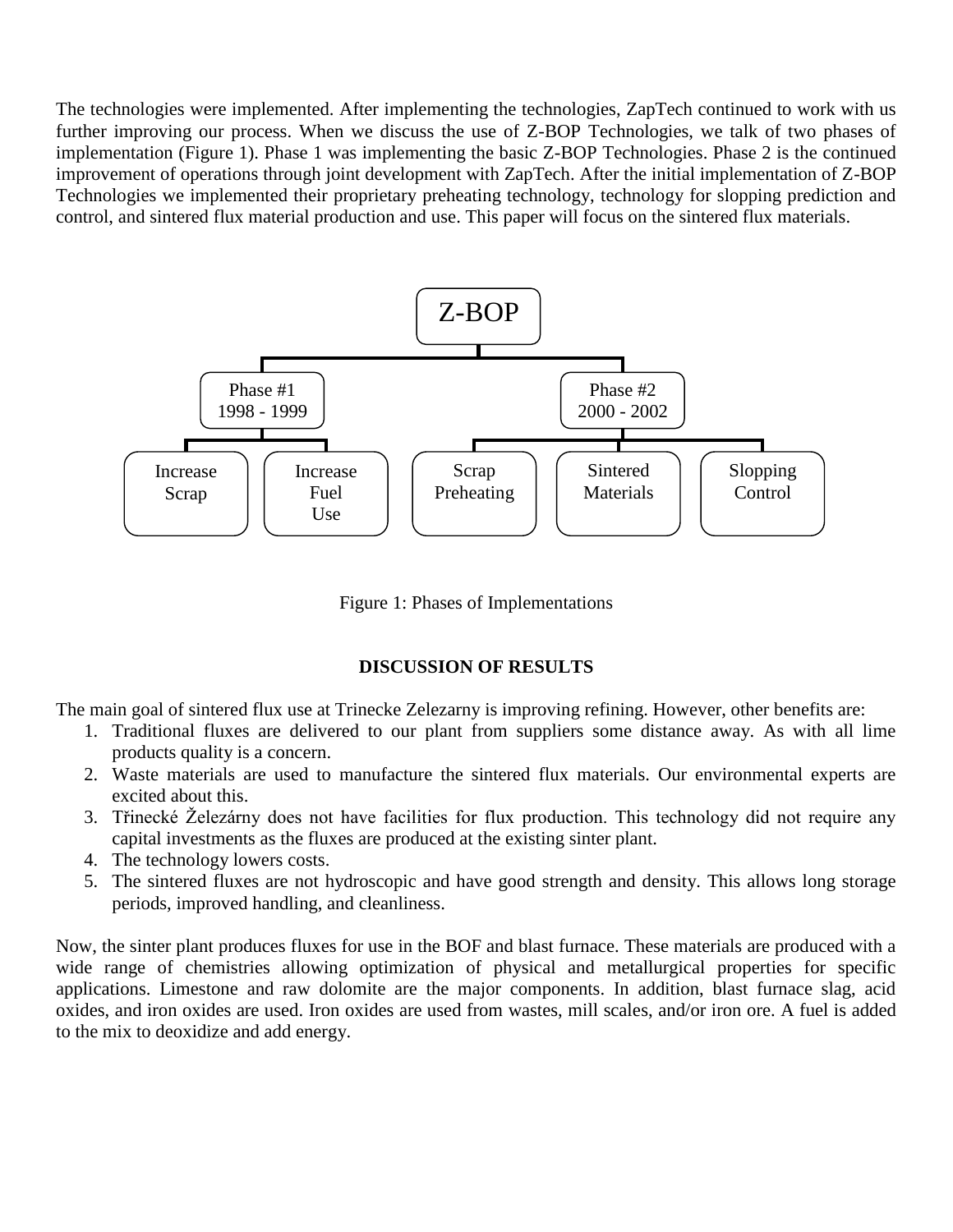The technologies were implemented. After implementing the technologies, ZapTech continued to work with us further improving our process. When we discuss the use of Z-BOP Technologies, we talk of two phases of implementation (Figure 1). Phase 1 was implementing the basic Z-BOP Technologies. Phase 2 is the continued improvement of operations through joint development with ZapTech. After the initial implementation of Z-BOP Technologies we implemented their proprietary preheating technology, technology for slopping prediction and control, and sintered flux material production and use. This paper will focus on the sintered flux materials.

- Z-BOP
  - Phase #1 1998 - 1999
    - Increase Scrap
    - Increase Fuel Use
  - Phase #2 2000 - 2002
    - Scrap Preheating
    - Sintered Materials
    - Slopping Control

Figure 1: Phases of Implementations

## DISCUSSION OF RESULTS

The main goal of sintered flux use at Trinecke Zelezarny is improving refining. However, other benefits are:

1. Traditional fluxes are delivered to our plant from suppliers some distance away. As with all lime products quality is a concern.
2. Waste materials are used to manufacture the sintered flux materials. Our environmental experts are excited about this.
3. Třinecké Železárny does not have facilities for flux production. This technology did not require any capital investments as the fluxes are produced at the existing sinter plant.
4. The technology lowers costs.
5. The sintered fluxes are not hydroscopic and have good strength and density. This allows long storage periods, improved handling, and cleanliness.

Now, the sinter plant produces fluxes for use in the BOF and blast furnace. These materials are produced with a wide range of chemistries allowing optimization of physical and metallurgical properties for specific applications. Limestone and raw dolomite are the major components. In addition, blast furnace slag, acid oxides, and iron oxides are used. Iron oxides are used from wastes, mill scales, and/or iron ore. A fuel is added to the mix to deoxidize and add energy.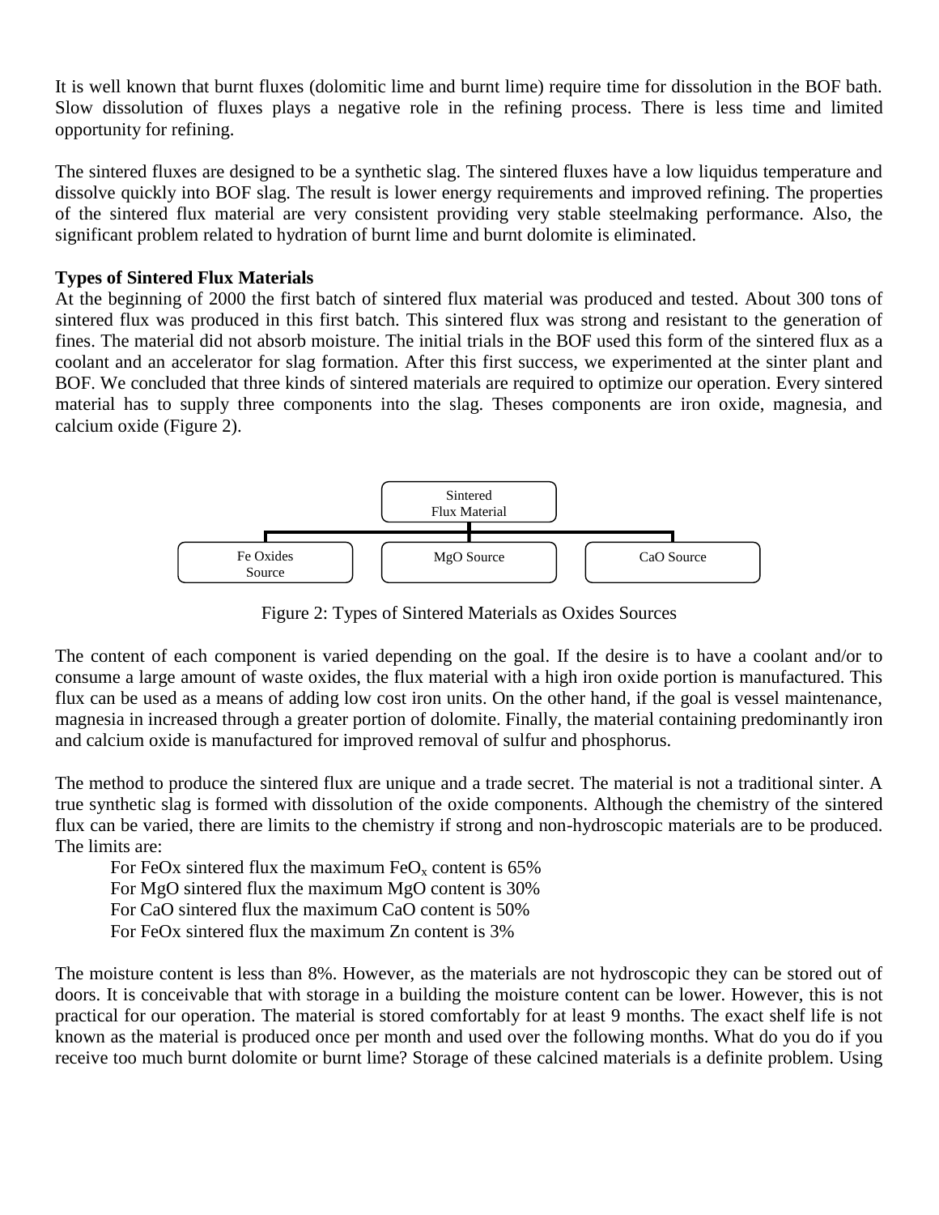It is well known that burnt fluxes (dolomitic lime and burnt lime) require time for dissolution in the BOF bath. Slow dissolution of fluxes plays a negative role in the refining process. There is less time and limited opportunity for refining.

The sintered fluxes are designed to be a synthetic slag. The sintered fluxes have a low liquidus temperature and dissolve quickly into BOF slag. The result is lower energy requirements and improved refining. The properties of the sintered flux material are very consistent providing very stable steelmaking performance. Also, the significant problem related to hydration of burnt lime and burnt dolomite is eliminated.

**Types of Sintered Flux Materials**

At the beginning of 2000 the first batch of sintered flux material was produced and tested. About 300 tons of sintered flux was produced in this first batch. This sintered flux was strong and resistant to the generation of fines. The material did not absorb moisture. The initial trials in the BOF used this form of the sintered flux as a coolant and an accelerator for slag formation. After this first success, we experimented at the sinter plant and BOF. We concluded that three kinds of sintered materials are required to optimize our operation. Every sintered material has to supply three components into the slag. Theses components are iron oxide, magnesia, and calcium oxide (Figure 2).

Sintered Flux Material

Fe Oxides Source | MgO Source | CaO Source

Figure 2: Types of Sintered Materials as Oxides Sources

The content of each component is varied depending on the goal. If the desire is to have a coolant and/or to consume a large amount of waste oxides, the flux material with a high iron oxide portion is manufactured. This flux can be used as a means of adding low cost iron units. On the other hand, if the goal is vessel maintenance, magnesia in increased through a greater portion of dolomite. Finally, the material containing predominantly iron and calcium oxide is manufactured for improved removal of sulfur and phosphorus.

The method to produce the sintered flux are unique and a trade secret. The material is not a traditional sinter. A true synthetic slag is formed with dissolution of the oxide components. Although the chemistry of the sintered flux can be varied, there are limits to the chemistry if strong and non-hydroscopic materials are to be produced. The limits are:

For FeOx sintered flux the maximum $FeO_x$ content is 65%
For MgO sintered flux the maximum MgO content is 30%
For CaO sintered flux the maximum CaO content is 50%
For FeOx sintered flux the maximum Zn content is 3%

The moisture content is less than 8%. However, as the materials are not hydroscopic they can be stored out of doors. It is conceivable that with storage in a building the moisture content can be lower. However, this is not practical for our operation. The material is stored comfortably for at least 9 months. The exact shelf life is not known as the material is produced once per month and used over the following months. What do you do if you receive too much burnt dolomite or burnt lime? Storage of these calcined materials is a definite problem. Using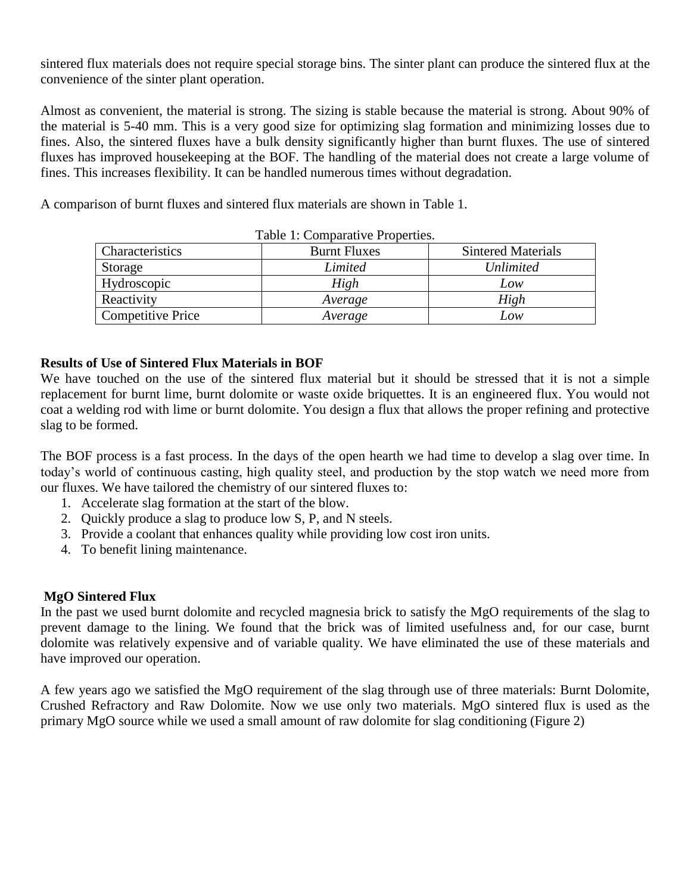sintered flux materials does not require special storage bins. The sinter plant can produce the sintered flux at the convenience of the sinter plant operation.

Almost as convenient, the material is strong. The sizing is stable because the material is strong. About 90% of the material is 5-40 mm. This is a very good size for optimizing slag formation and minimizing losses due to fines. Also, the sintered fluxes have a bulk density significantly higher than burnt fluxes. The use of sintered fluxes has improved housekeeping at the BOF. The handling of the material does not create a large volume of fines. This increases flexibility. It can be handled numerous times without degradation.

A comparison of burnt fluxes and sintered flux materials are shown in Table 1.

Table 1: Comparative Properties.

| Characteristics | Burnt Fluxes | Sintered Materials |
| --- | --- | --- |
| Storage | *Limited* | *Unlimited* |
| Hydroscopic | *High* | *Low* |
| Reactivity | *Average* | *High* |
| Competitive Price | *Average* | *Low* |

**Results of Use of Sintered Flux Materials in BOF**

We have touched on the use of the sintered flux material but it should be stressed that it is not a simple replacement for burnt lime, burnt dolomite or waste oxide briquettes. It is an engineered flux. You would not coat a welding rod with lime or burnt dolomite. You design a flux that allows the proper refining and protective slag to be formed.

The BOF process is a fast process. In the days of the open hearth we had time to develop a slag over time. In today's world of continuous casting, high quality steel, and production by the stop watch we need more from our fluxes. We have tailored the chemistry of our sintered fluxes to:

1. Accelerate slag formation at the start of the blow.
2. Quickly produce a slag to produce low S, P, and N steels.
3. Provide a coolant that enhances quality while providing low cost iron units.
4. To benefit lining maintenance.

**MgO Sintered Flux**

In the past we used burnt dolomite and recycled magnesia brick to satisfy the MgO requirements of the slag to prevent damage to the lining. We found that the brick was of limited usefulness and, for our case, burnt dolomite was relatively expensive and of variable quality. We have eliminated the use of these materials and have improved our operation.

A few years ago we satisfied the MgO requirement of the slag through use of three materials: Burnt Dolomite, Crushed Refractory and Raw Dolomite. Now we use only two materials. MgO sintered flux is used as the primary MgO source while we used a small amount of raw dolomite for slag conditioning (Figure 2)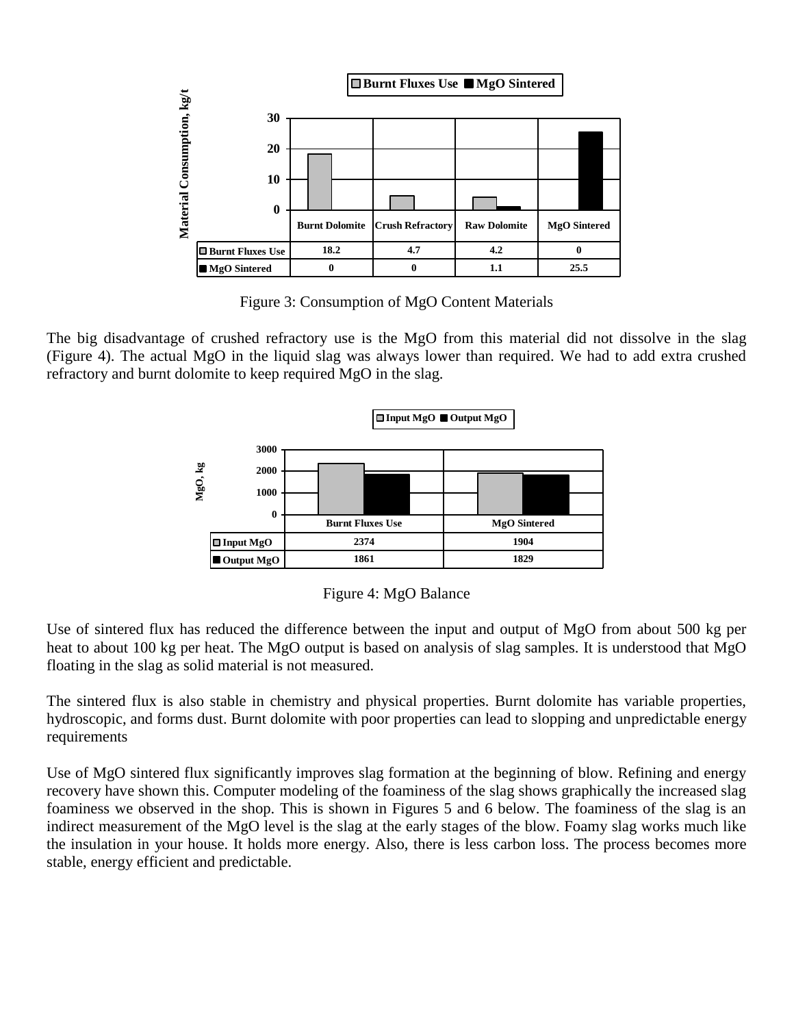| | Burnt Dolomite | Crush Refractory | Raw Dolomite | MgO Sintered |
|---|---|---|---|---|
| Burnt Fluxes Use | 18.2 | 4.7 | 4.2 | 0 |
| MgO Sintered | 0 | 0 | 1.1 | 25.5 |

Figure 3: Consumption of MgO Content Materials

The big disadvantage of crushed refractory use is the MgO from this material did not dissolve in the slag (Figure 4). The actual MgO in the liquid slag was always lower than required. We had to add extra crushed refractory and burnt dolomite to keep required MgO in the slag.

| | Burnt Fluxes Use | MgO Sintered |
|---|---|---|
| Input MgO | 2374 | 1904 |
| Output MgO | 1861 | 1829 |

Figure 4: MgO Balance

Use of sintered flux has reduced the difference between the input and output of MgO from about 500 kg per heat to about 100 kg per heat. The MgO output is based on analysis of slag samples. It is understood that MgO floating in the slag as solid material is not measured.

The sintered flux is also stable in chemistry and physical properties. Burnt dolomite has variable properties, hydroscopic, and forms dust. Burnt dolomite with poor properties can lead to slopping and unpredictable energy requirements

Use of MgO sintered flux significantly improves slag formation at the beginning of blow. Refining and energy recovery have shown this. Computer modeling of the foaminess of the slag shows graphically the increased slag foaminess we observed in the shop. This is shown in Figures 5 and 6 below. The foaminess of the slag is an indirect measurement of the MgO level is the slag at the early stages of the blow. Foamy slag works much like the insulation in your house. It holds more energy. Also, there is less carbon loss. The process becomes more stable, energy efficient and predictable.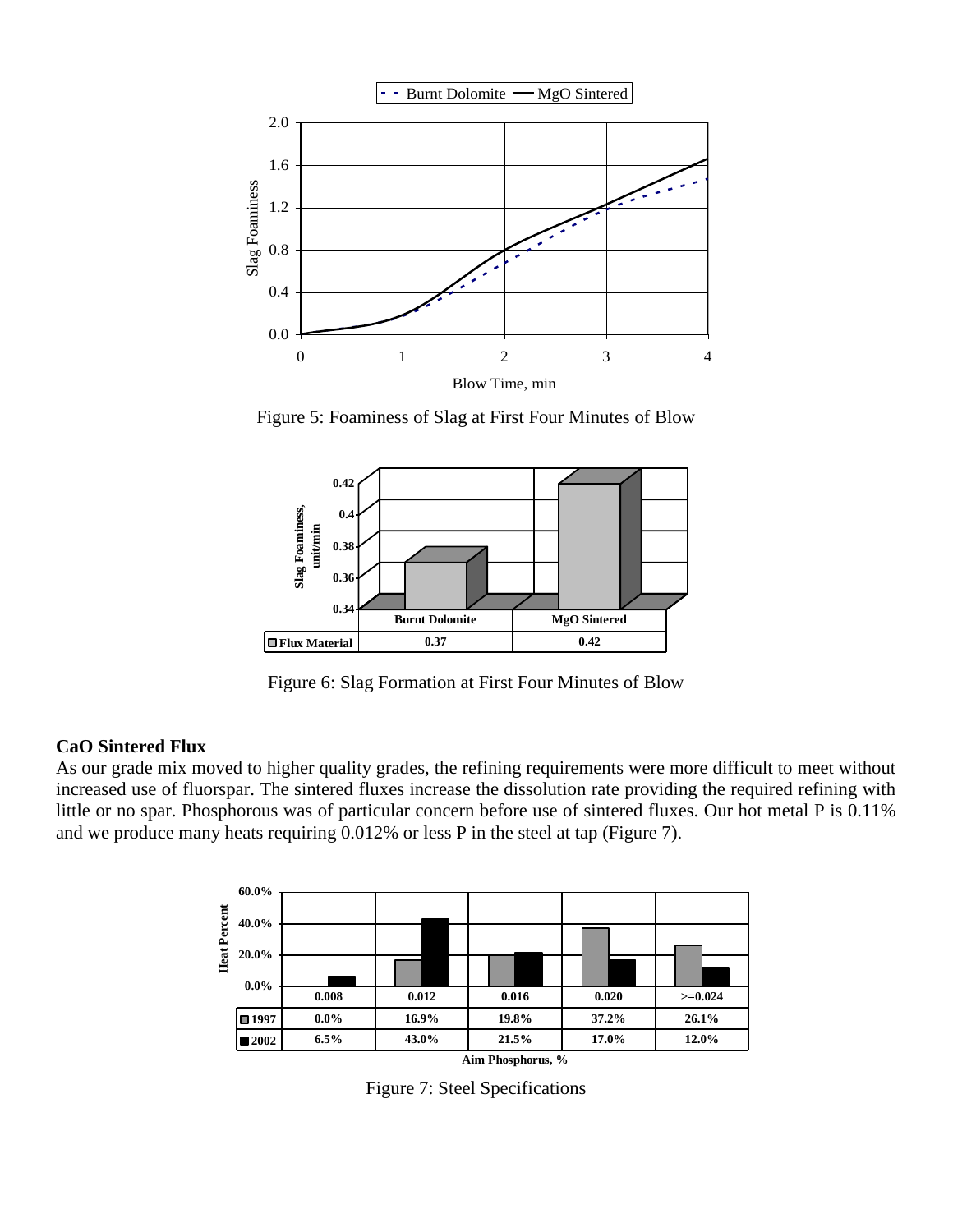Figure 5: Foaminess of Slag at First Four Minutes of Blow

| Flux Material | Burnt Dolomite | MgO Sintered |
|---|---|---|
| Slag Foaminess, unit/min | 0.37 | 0.42 |

Figure 6: Slag Formation at First Four Minutes of Blow

## CaO Sintered Flux

As our grade mix moved to higher quality grades, the refining requirements were more difficult to meet without increased use of fluorspar. The sintered fluxes increase the dissolution rate providing the required refining with little or no spar. Phosphorous was of particular concern before use of sintered fluxes. Our hot metal P is 0.11% and we produce many heats requiring 0.012% or less P in the steel at tap (Figure 7).

| Aim Phosphorus, % | 0.008 | 0.012 | 0.016 | 0.020 | >=0.024 |
|---|---|---|---|---|---|
| 1997 | 0.0% | 16.9% | 19.8% | 37.2% | 26.1% |
| 2002 | 6.5% | 43.0% | 21.5% | 17.0% | 12.0% |

Figure 7: Steel Specifications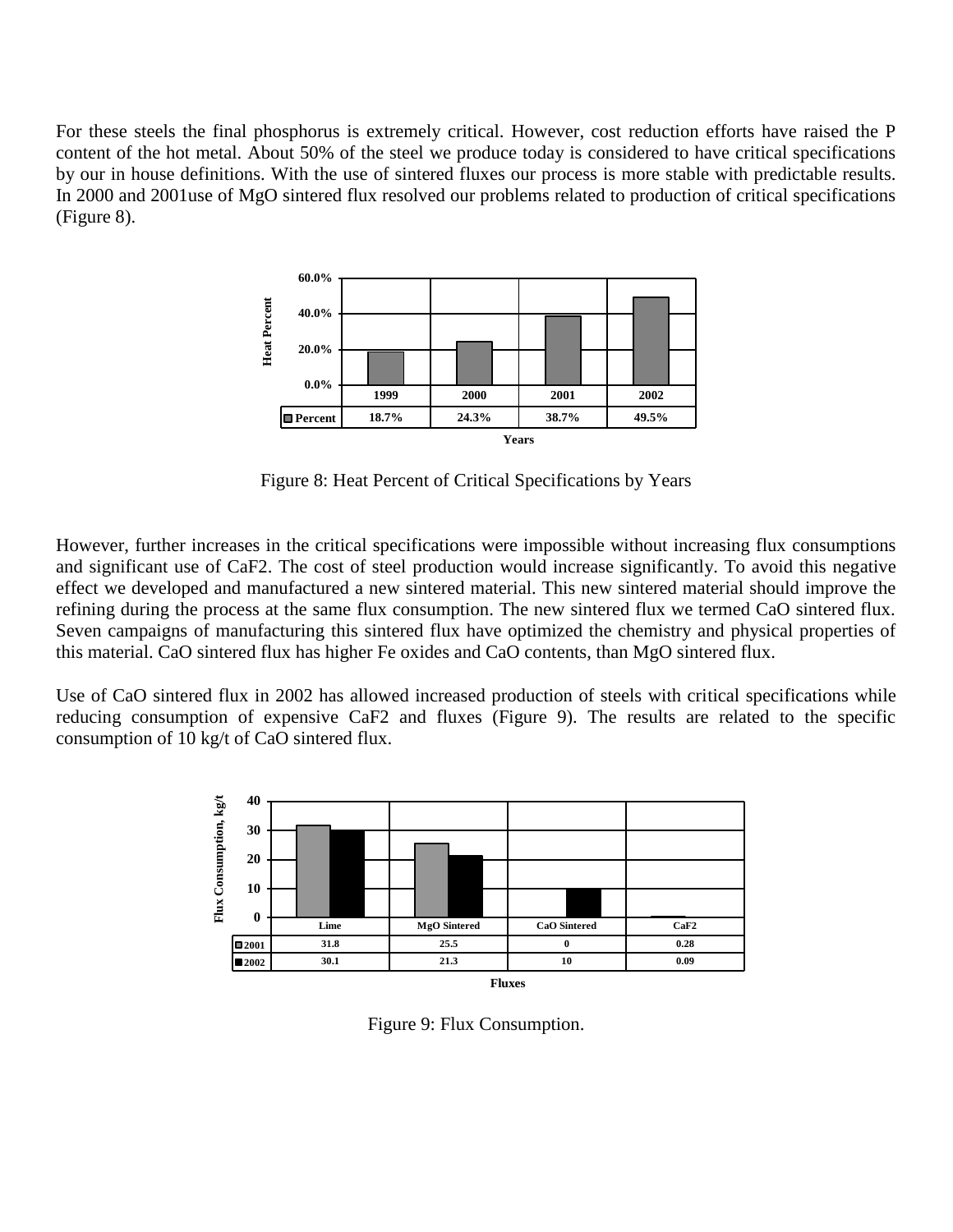For these steels the final phosphorus is extremely critical. However, cost reduction efforts have raised the P content of the hot metal. About 50% of the steel we produce today is considered to have critical specifications by our in house definitions. With the use of sintered fluxes our process is more stable with predictable results. In 2000 and 2001use of MgO sintered flux resolved our problems related to production of critical specifications (Figure 8).

| | 1999 | 2000 | 2001 | 2002 |
|---|---|---|---|---|
| Percent | 18.7% | 24.3% | 38.7% | 49.5% |

Figure 8: Heat Percent of Critical Specifications by Years

However, further increases in the critical specifications were impossible without increasing flux consumptions and significant use of $CaF_2$. The cost of steel production would increase significantly. To avoid this negative effect we developed and manufactured a new sintered material. This new sintered material should improve the refining during the process at the same flux consumption. The new sintered flux we termed CaO sintered flux. Seven campaigns of manufacturing this sintered flux have optimized the chemistry and physical properties of this material. CaO sintered flux has higher Fe oxides and CaO contents, than MgO sintered flux.

Use of CaO sintered flux in 2002 has allowed increased production of steels with critical specifications while reducing consumption of expensive $CaF_2$ and fluxes (Figure 9). The results are related to the specific consumption of 10 kg/t of CaO sintered flux.

| | Lime | MgO Sintered | CaO Sintered | CaF2 |
|---|---|---|---|---|
| 2001 | 31.8 | 25.5 | 0 | 0.28 |
| 2002 | 30.1 | 21.3 | 10 | 0.09 |

Figure 9: Flux Consumption.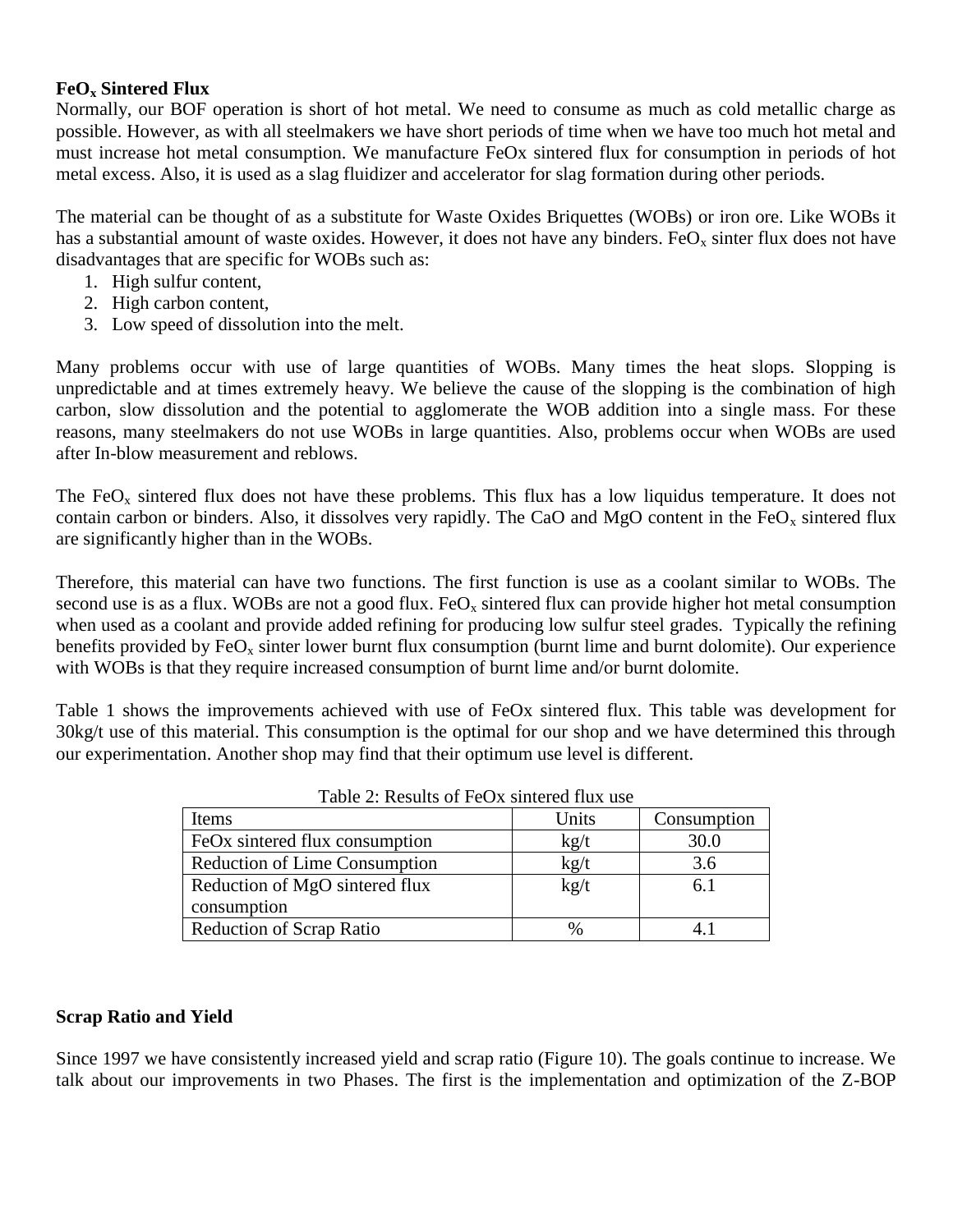**$FeO_x$ Sintered Flux**

Normally, our BOF operation is short of hot metal. We need to consume as much as cold metallic charge as possible. However, as with all steelmakers we have short periods of time when we have too much hot metal and must increase hot metal consumption. We manufacture FeOx sintered flux for consumption in periods of hot metal excess. Also, it is used as a slag fluidizer and accelerator for slag formation during other periods.

The material can be thought of as a substitute for Waste Oxides Briquettes (WOBs) or iron ore. Like WOBs it has a substantial amount of waste oxides. However, it does not have any binders. $FeO_x$ sinter flux does not have disadvantages that are specific for WOBs such as:

1. High sulfur content,
2. High carbon content,
3. Low speed of dissolution into the melt.

Many problems occur with use of large quantities of WOBs. Many times the heat slops. Slopping is unpredictable and at times extremely heavy. We believe the cause of the slopping is the combination of high carbon, slow dissolution and the potential to agglomerate the WOB addition into a single mass. For these reasons, many steelmakers do not use WOBs in large quantities. Also, problems occur when WOBs are used after In-blow measurement and reblows.

The $FeO_x$ sintered flux does not have these problems. This flux has a low liquidus temperature. It does not contain carbon or binders. Also, it dissolves very rapidly. The CaO and MgO content in the $FeO_x$ sintered flux are significantly higher than in the WOBs.

Therefore, this material can have two functions. The first function is use as a coolant similar to WOBs. The second use is as a flux. WOBs are not a good flux. $FeO_x$ sintered flux can provide higher hot metal consumption when used as a coolant and provide added refining for producing low sulfur steel grades. Typically the refining benefits provided by $FeO_x$ sinter lower burnt flux consumption (burnt lime and burnt dolomite). Our experience with WOBs is that they require increased consumption of burnt lime and/or burnt dolomite.

Table 1 shows the improvements achieved with use of FeOx sintered flux. This table was development for 30kg/t use of this material. This consumption is the optimal for our shop and we have determined this through our experimentation. Another shop may find that their optimum use level is different.

Table 2: Results of FeOx sintered flux use

| Items | Units | Consumption |
| --- | --- | --- |
| FeOx sintered flux consumption | kg/t | 30.0 |
| Reduction of Lime Consumption | kg/t | 3.6 |
| Reduction of MgO sintered flux consumption | kg/t | 6.1 |
| Reduction of Scrap Ratio | % | 4.1 |

**Scrap Ratio and Yield**

Since 1997 we have consistently increased yield and scrap ratio (Figure 10). The goals continue to increase. We talk about our improvements in two Phases. The first is the implementation and optimization of the Z-BOP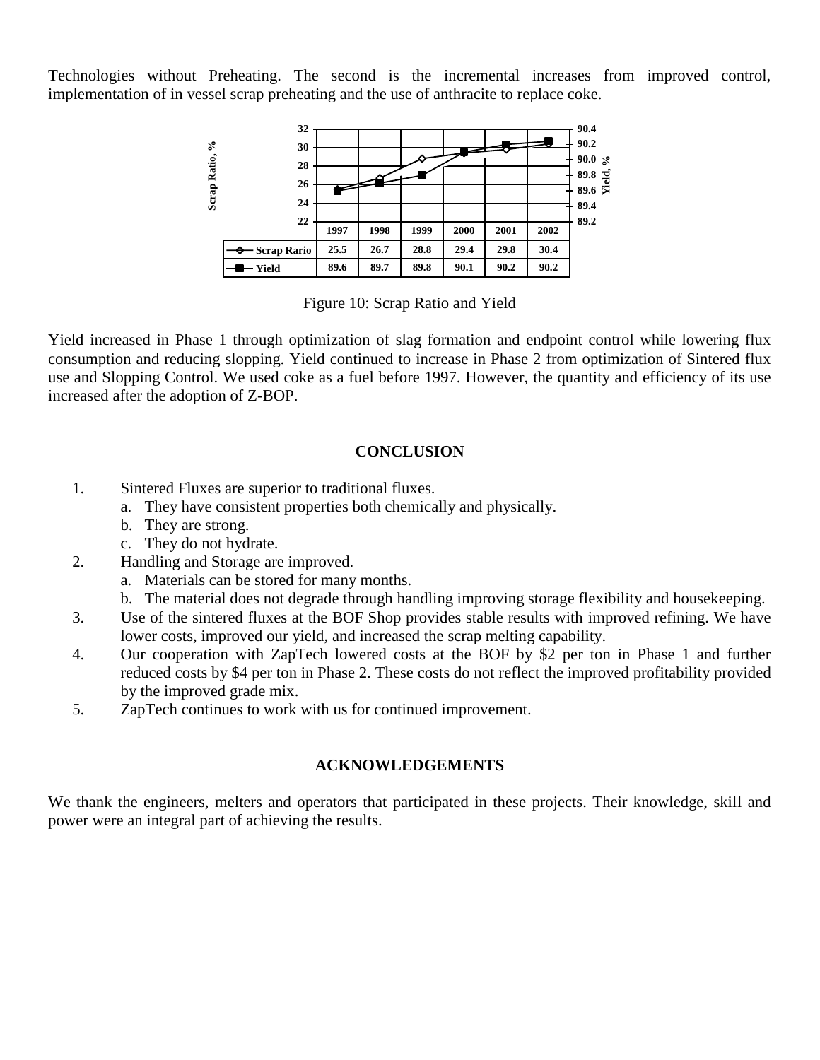Technologies without Preheating. The second is the incremental increases from improved control, implementation of in vessel scrap preheating and the use of anthracite to replace coke.

Scrap Ratio, %

32
30
28
26
24
22

Yield, %

90.4
90.2
90.0
89.8
89.6
89.4
89.2

1997 1998 1999 2000 2001 2002

Scrap Rario 25.5 26.7 28.8 29.4 29.8 30.4

Yield 89.6 89.7 89.8 90.1 90.2 90.2

Figure 10: Scrap Ratio and Yield

Yield increased in Phase 1 through optimization of slag formation and endpoint control while lowering flux consumption and reducing slopping. Yield continued to increase in Phase 2 from optimization of Sintered flux use and Slopping Control. We used coke as a fuel before 1997. However, the quantity and efficiency of its use increased after the adoption of Z-BOP.

## CONCLUSION

1. Sintered Fluxes are superior to traditional fluxes.
   a. They have consistent properties both chemically and physically.
   b. They are strong.
   c. They do not hydrate.
2. Handling and Storage are improved.
   a. Materials can be stored for many months.
   b. The material does not degrade through handling improving storage flexibility and housekeeping.
3. Use of the sintered fluxes at the BOF Shop provides stable results with improved refining. We have lower costs, improved our yield, and increased the scrap melting capability.
4. Our cooperation with ZapTech lowered costs at the BOF by $2 per ton in Phase 1 and further reduced costs by $4 per ton in Phase 2. These costs do not reflect the improved profitability provided by the improved grade mix.
5. ZapTech continues to work with us for continued improvement.

## ACKNOWLEDGEMENTS

We thank the engineers, melters and operators that participated in these projects. Their knowledge, skill and power were an integral part of achieving the results.